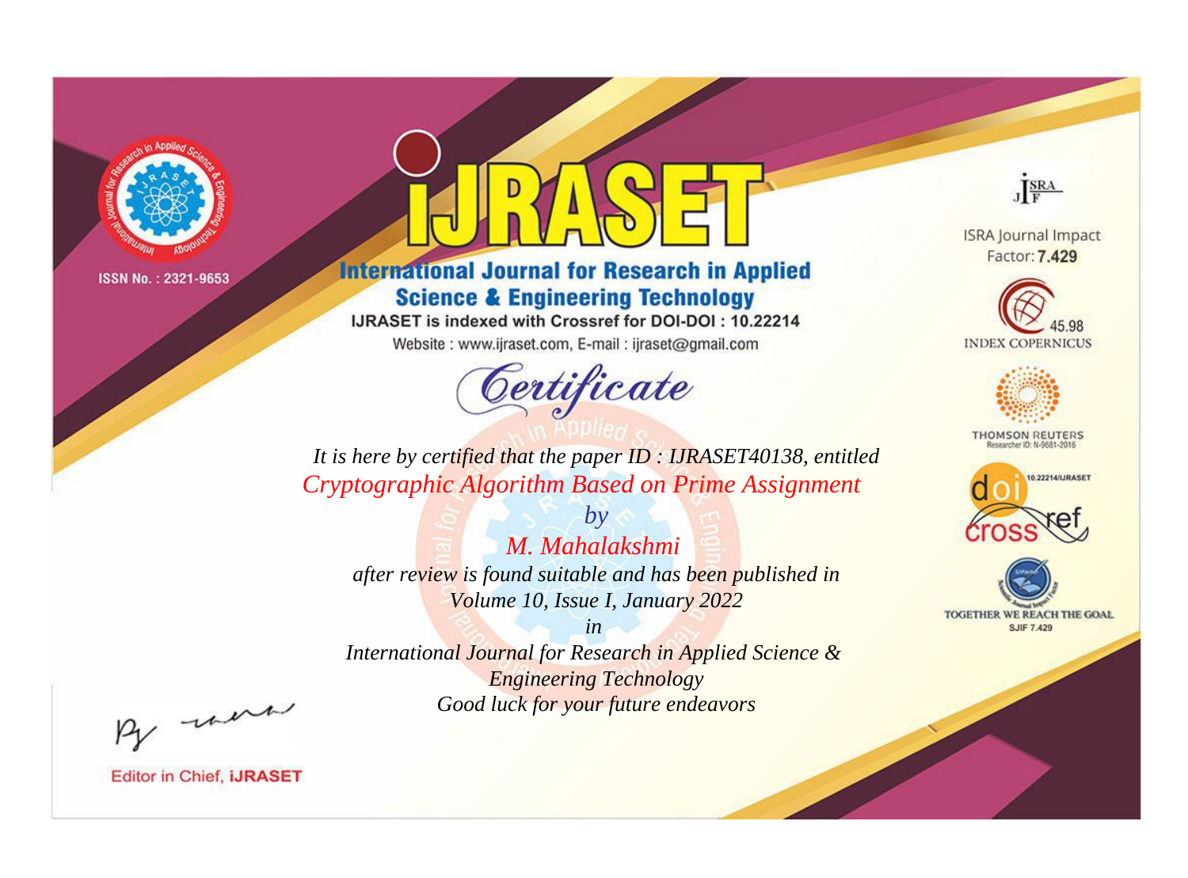ISSN No. : 2321-9653

# IJRASET

## International Journal for Research in Applied Science & Engineering Technology

IJRASET is indexed with Crossref for DOI-DOI : 10.22214

Website : www.ijraset.com, E-mail : ijraset@gmail.com

ISRA Journal Impact Factor: **7.429**

45.98 INDEX COPERNICUS

THOMSON REUTERS Researcher ID: N-9681-2016

10.22214/IJRASET

TOGETHER WE REACH THE GOAL SJIF 7.429

## *Certificate*

*It is here by certified that the paper ID : IJRASET40138, entitled*

*Cryptographic Algorithm Based on Prime Assignment*

*by*

*M. Mahalakshmi*

*after review is found suitable and has been published in*

*Volume 10, Issue I, January 2022*

*in*

*International Journal for Research in Applied Science & Engineering Technology*

*Good luck for your future endeavors*

Editor in Chief, **iJRASET**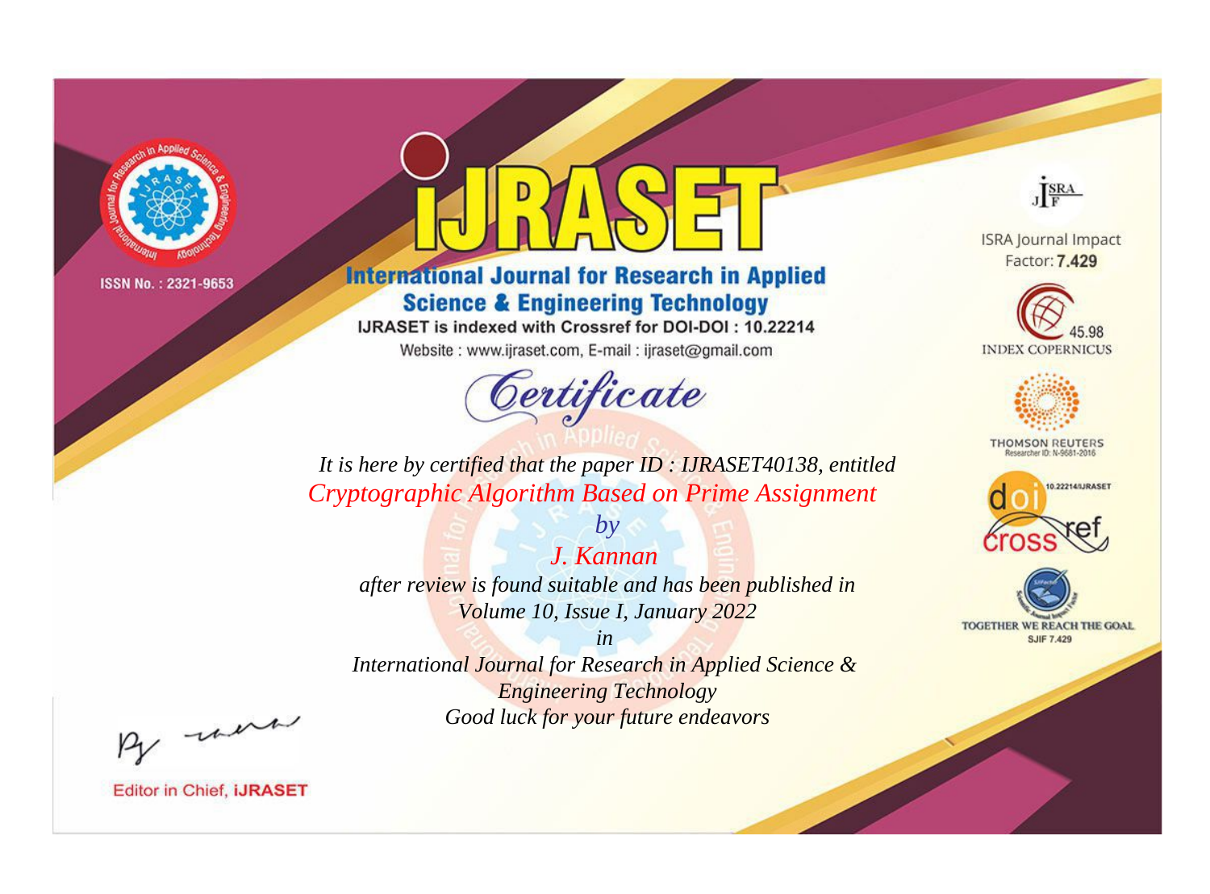ISSN No. : 2321-9653

# iJRASET

## International Journal for Research in Applied Science & Engineering Technology

IJRASET is indexed with Crossref for DOI-DOI : 10.22214

Website : www.ijraset.com, E-mail : ijraset@gmail.com

*Certificate*

*It is here by certified that the paper ID : IJRASET40138, entitled*

*Cryptographic Algorithm Based on Prime Assignment*

*by*

*J. Kannan*

*after review is found suitable and has been published in*

*Volume 10, Issue I, January 2022*

*in*

*International Journal for Research in Applied Science & Engineering Technology*

*Good luck for your future endeavors*

ISRA Journal Impact Factor: **7.429**

45.98 INDEX COPERNICUS

THOMSON REUTERS Researcher ID: N-9681-2016

10.22214/IJRASET

TOGETHER WE REACH THE GOAL SJIF 7.429

Editor in Chief, **iJRASET**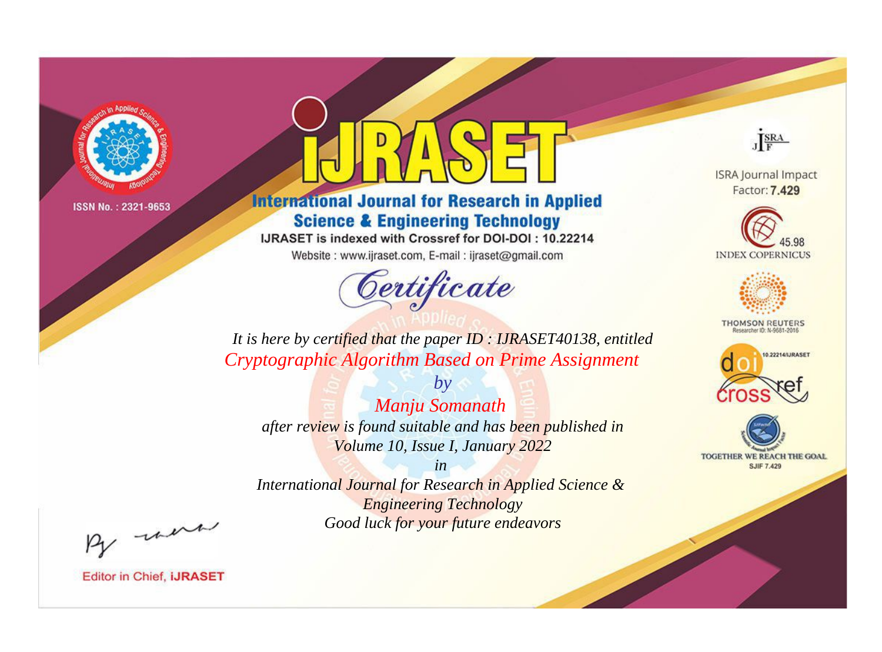ISSN No. : 2321-9653

# iJRASET

## International Journal for Research in Applied Science & Engineering Technology

IJRASET is indexed with Crossref for DOI-DOI : 10.22214

Website : www.ijraset.com, E-mail : ijraset@gmail.com

# Certificate

*It is here by certified that the paper ID : IJRASET40138, entitled*

*Cryptographic Algorithm Based on Prime Assignment*

*by*

*Manju Somanath*

*after review is found suitable and has been published in*

*Volume 10, Issue I, January 2022*

*in*

*International Journal for Research in Applied Science & Engineering Technology*

*Good luck for your future endeavors*

Editor in Chief, iJRASET

ISRA Journal Impact Factor: **7.429**

45.98 INDEX COPERNICUS

THOMSON REUTERS Researcher ID: N-9681-2016

10.22214/IJRASET

TOGETHER WE REACH THE GOAL SJIF 7.429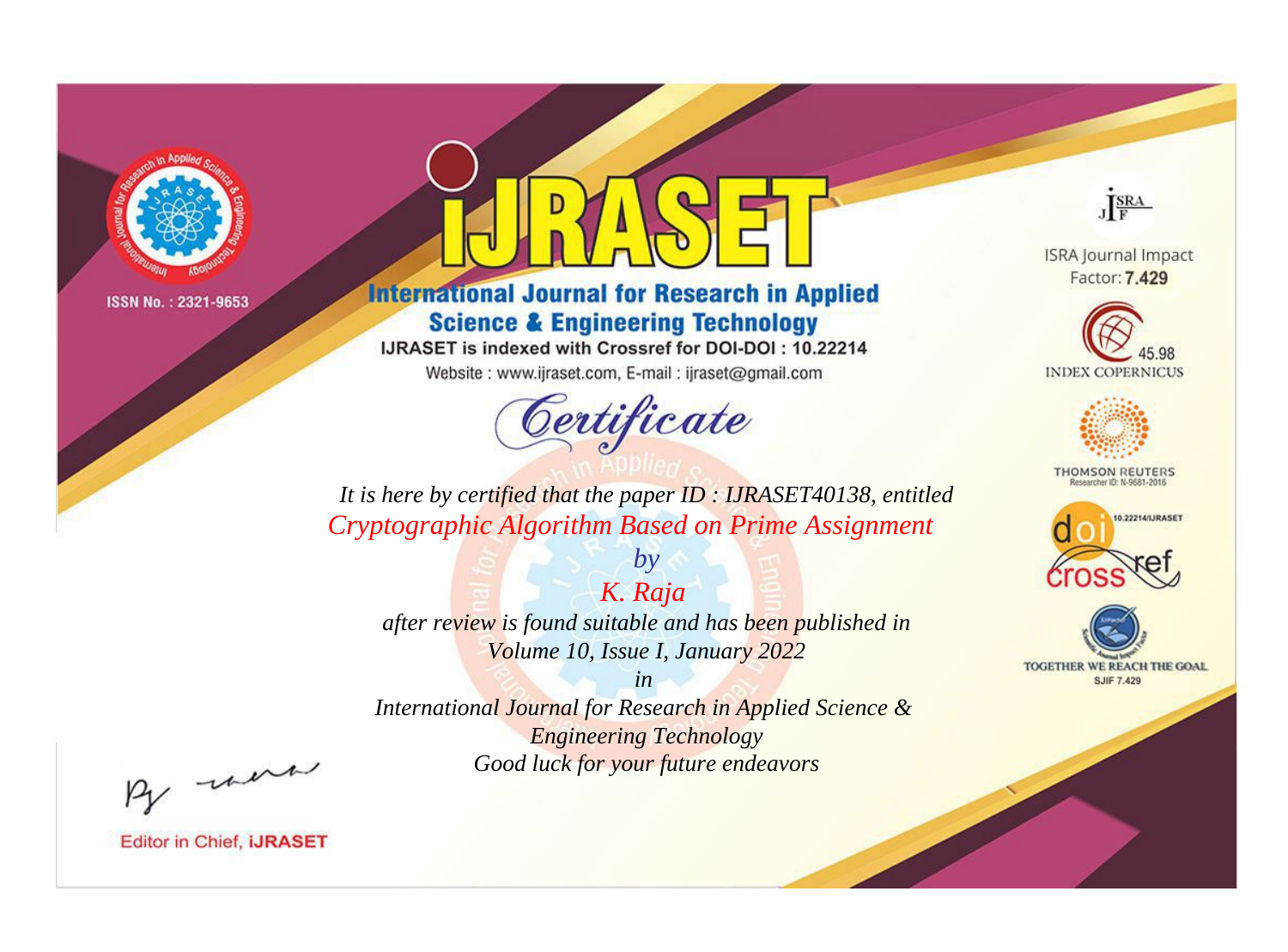ISSN No. : 2321-9653

# IJRASET

## International Journal for Research in Applied Science & Engineering Technology

IJRASET is indexed with Crossref for DOI-DOI : 10.22214

Website : www.ijraset.com, E-mail : ijraset@gmail.com

ISRA Journal Impact Factor: **7.429**

45.98 INDEX COPERNICUS

THOMSON REUTERS Researcher ID: N-9681-2016

10.22214/IJRASET

TOGETHER WE REACH THE GOAL SJIF 7.429

# Certificate

*It is here by certified that the paper ID : IJRASET40138, entitled*

*Cryptographic Algorithm Based on Prime Assignment*

*by*

*K. Raja*

*after review is found suitable and has been published in*

*Volume 10, Issue I, January 2022*

*in*

*International Journal for Research in Applied Science & Engineering Technology*

*Good luck for your future endeavors*

Editor in Chief, **IJRASET**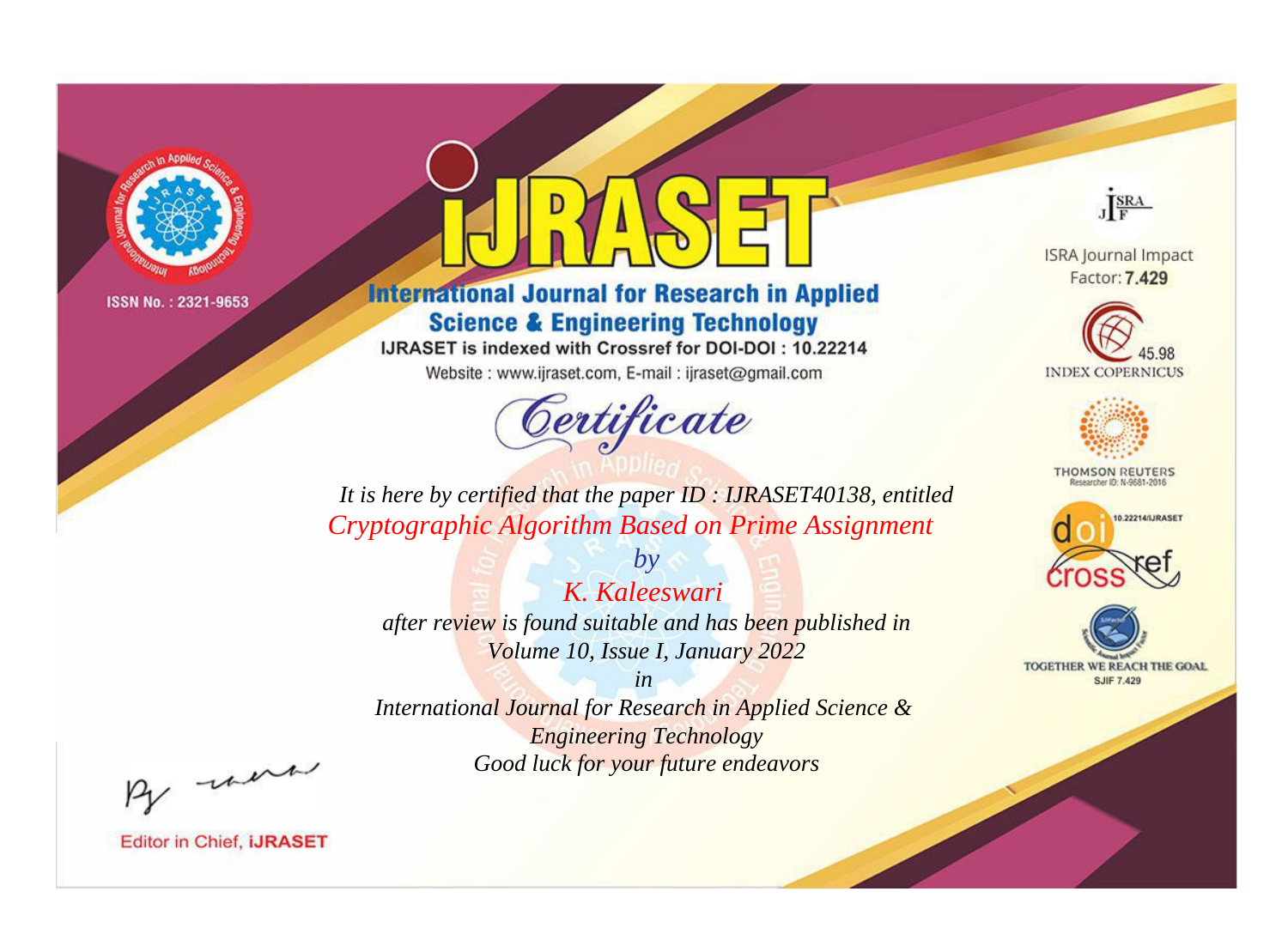ISSN No. : 2321-9653

# iJRASET

## International Journal for Research in Applied Science & Engineering Technology

IJRASET is indexed with Crossref for DOI-DOI : 10.22214

Website : www.ijraset.com, E-mail : ijraset@gmail.com

## Certificate

*It is here by certified that the paper ID : IJRASET40138, entitled*

*Cryptographic Algorithm Based on Prime Assignment*

*by*

*K. Kaleeswari*

*after review is found suitable and has been published in*

*Volume 10, Issue I, January 2022*

*in*

*International Journal for Research in Applied Science & Engineering Technology*

*Good luck for your future endeavors*

ISRA Journal Impact Factor: **7.429**

45.98 INDEX COPERNICUS

THOMSON REUTERS Researcher ID: N-9681-2016

10.22214/IJRASET

crossref

TOGETHER WE REACH THE GOAL SJIF 7.429

Editor in Chief, **iJRASET**